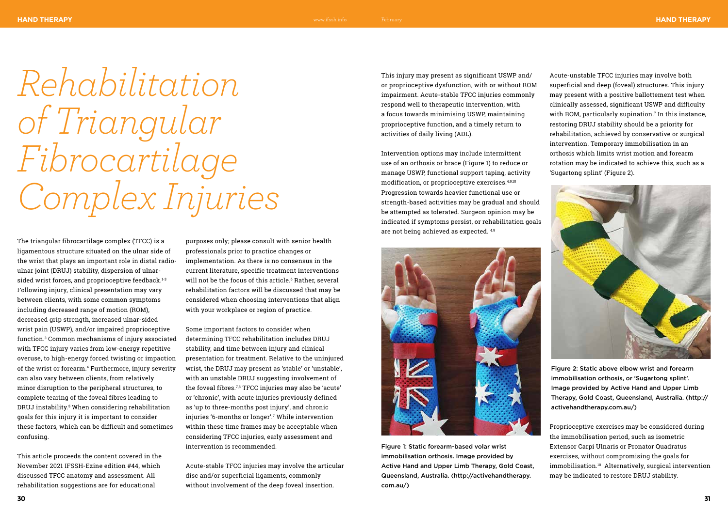# Rehabilitation of Triangular Fibrocartilage Complex Injuries

The triangular fibrocartilage complex (TFCC) is a ligamentous structure situated on the ulnar side of the wrist that plays an important role in distal radio-ulnar joint (DRUJ) stability, dispersion of ulnar-sided wrist forces, and proprioceptive feedback.[1-3] Following injury, clinical presentation may vary between clients, with some common symptoms including decreased range of motion (ROM), decreased grip strength, increased ulnar-sided wrist pain (USWP), and/or impaired proprioceptive function.[3] Common mechanisms of injury associated with TFCC injury varies from low-energy repetitive overuse, to high-energy forced twisting or impaction of the wrist or forearm.[4] Furthermore, injury severity can also vary between clients, from relatively minor disruption to the peripheral structures, to complete tearing of the foveal fibres leading to DRUJ instability.[5] When considering rehabilitation goals for this injury it is important to consider these factors, which can be difficult and sometimes confusing.

This article proceeds the content covered in the November 2021 IFSSH-Ezine edition #44, which discussed TFCC anatomy and assessment. All rehabilitation suggestions are for educational purposes only; please consult with senior health professionals prior to practice changes or implementation. As there is no consensus in the current literature, specific treatment interventions will not be the focus of this article.[6] Rather, several rehabilitation factors will be discussed that may be considered when choosing interventions that align with your workplace or region of practice.

Some important factors to consider when determining TFCC rehabilitation includes DRUJ stability, and time between injury and clinical presentation for treatment. Relative to the uninjured wrist, the DRUJ may present as 'stable' or 'unstable', with an unstable DRUJ suggesting involvement of the foveal fibres.[7,8] TFCC injuries may also be 'acute' or 'chronic', with acute injuries previously defined as 'up to three-months post injury', and chronic injuries '6-months or longer'.[7] While intervention within these time frames may be acceptable when considering TFCC injuries, early assessment and intervention is recommended.

Acute-stable TFCC injuries may involve the articular disc and/or superficial ligaments, commonly without involvement of the deep foveal insertion. This injury may present as significant USWP and/or proprioceptive dysfunction, with or without ROM impairment. Acute-stable TFCC injuries commonly respond well to therapeutic intervention, with a focus towards minimising USWP, maintaining proprioceptive function, and a timely return to activities of daily living (ADL).

Intervention options may include intermittent use of an orthosis or brace (Figure 1) to reduce or manage USWP, functional support taping, activity modification, or proprioceptive exercises.[4,9,10] Progression towards heavier functional use or strength-based activities may be gradual and should be attempted as tolerated. Surgeon opinion may be indicated if symptoms persist, or rehabilitation goals are not being achieved as expected.[4,9]

Figure 1: Static forearm-based volar wrist immobilisation orthosis. Image provided by Active Hand and Upper Limb Therapy, Gold Coast, Queensland, Australia. (http://activehandtherapy.com.au/)

Acute-unstable TFCC injuries may involve both superficial and deep (foveal) structures. This injury may present with a positive ballottement test when clinically assessed, significant USWP and difficulty with ROM, particularly supination.[7] In this instance, restoring DRUJ stability should be a priority for rehabilitation, achieved by conservative or surgical intervention. Temporary immobilisation in an orthosis which limits wrist motion and forearm rotation may be indicated to achieve this, such as a 'Sugartong splint' (Figure 2).

Figure 2: Static above elbow wrist and forearm immobilisation orthosis, or 'Sugartong splint'. Image provided by Active Hand and Upper Limb Therapy, Gold Coast, Queensland, Australia. (http://activehandtherapy.com.au/)

Proprioceptive exercises may be considered during the immobilisation period, such as isometric Extensor Carpi Ulnaris or Pronator Quadratus exercises, without compromising the goals for immobilisation.[10] Alternatively, surgical intervention may be indicated to restore DRUJ stability.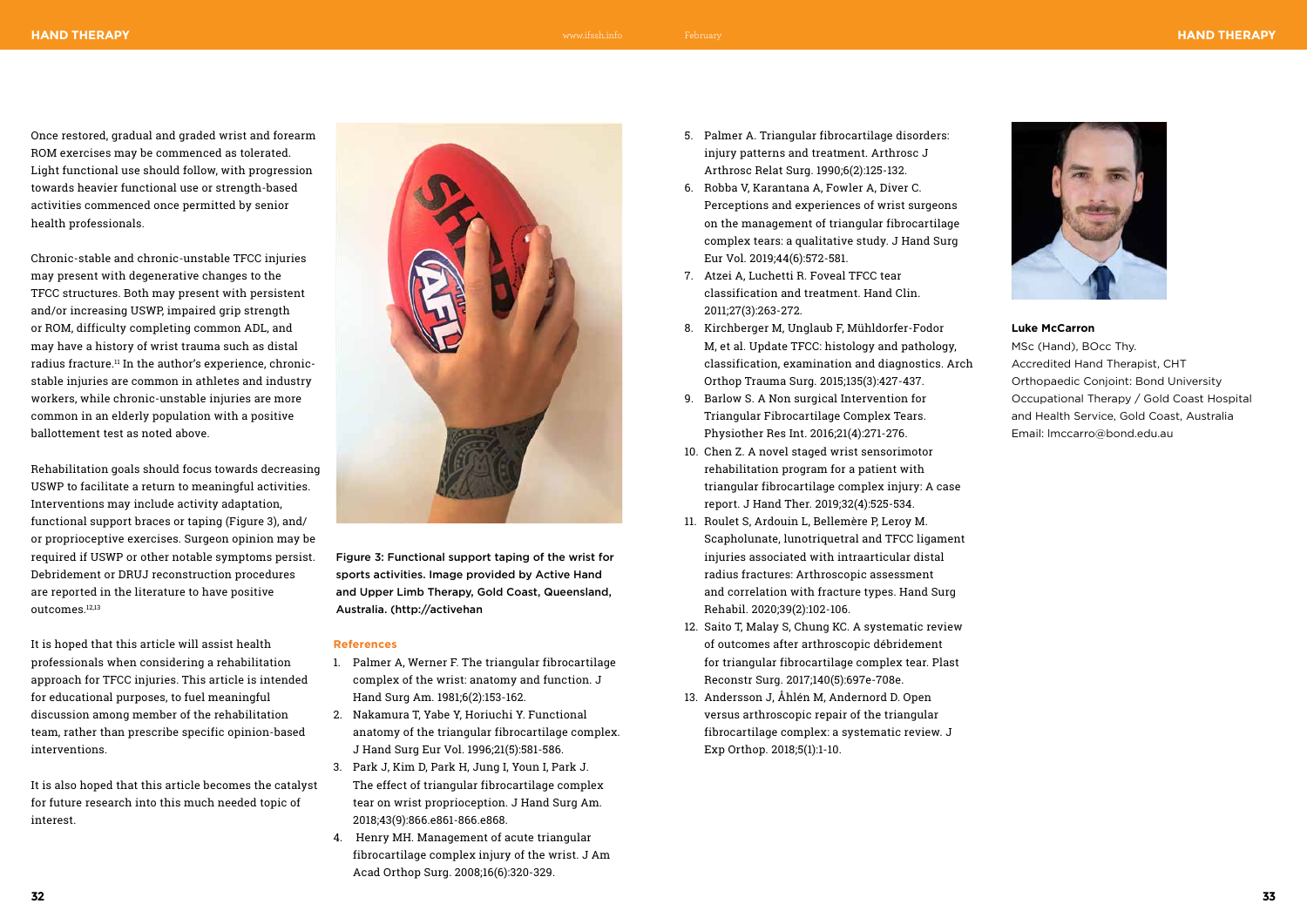Once restored, gradual and graded wrist and forearm ROM exercises may be commenced as tolerated. Light functional use should follow, with progression towards heavier functional use or strength-based activities commenced once permitted by senior health professionals.

Chronic-stable and chronic-unstable TFCC injuries may present with degenerative changes to the TFCC structures. Both may present with persistent and/or increasing USWP, impaired grip strength or ROM, difficulty completing common ADL, and may have a history of wrist trauma such as distal radius fracture.[11] In the author's experience, chronic-stable injuries are common in athletes and industry workers, while chronic-unstable injuries are more common in an elderly population with a positive ballottement test as noted above.

Rehabilitation goals should focus towards decreasing USWP to facilitate a return to meaningful activities. Interventions may include activity adaptation, functional support braces or taping (Figure 3), and/or proprioceptive exercises. Surgeon opinion may be required if USWP or other notable symptoms persist. Debridement or DRUJ reconstruction procedures are reported in the literature to have positive outcomes.[12,13]

It is hoped that this article will assist health professionals when considering a rehabilitation approach for TFCC injuries. This article is intended for educational purposes, to fuel meaningful discussion among member of the rehabilitation team, rather than prescribe specific opinion-based interventions.

It is also hoped that this article becomes the catalyst for future research into this much needed topic of interest.

**Figure 3: Functional support taping of the wrist for sports activities. Image provided by Active Hand and Upper Limb Therapy, Gold Coast, Queensland, Australia. (http://activehan**

## References

1. Palmer A, Werner F. The triangular fibrocartilage complex of the wrist: anatomy and function. J Hand Surg Am. 1981;6(2):153-162.
2. Nakamura T, Yabe Y, Horiuchi Y. Functional anatomy of the triangular fibrocartilage complex. J Hand Surg Eur Vol. 1996;21(5):581-586.
3. Park J, Kim D, Park H, Jung I, Youn I, Park J. The effect of triangular fibrocartilage complex tear on wrist proprioception. J Hand Surg Am. 2018;43(9):866.e861-866.e868.
4. Henry MH. Management of acute triangular fibrocartilage complex injury of the wrist. J Am Acad Orthop Surg. 2008;16(6):320-329.
5. Palmer A. Triangular fibrocartilage disorders: injury patterns and treatment. Arthrosc J Arthrosc Relat Surg. 1990;6(2):125-132.
6. Robba V, Karantana A, Fowler A, Diver C. Perceptions and experiences of wrist surgeons on the management of triangular fibrocartilage complex tears: a qualitative study. J Hand Surg Eur Vol. 2019;44(6):572-581.
7. Atzei A, Luchetti R. Foveal TFCC tear classification and treatment. Hand Clin. 2011;27(3):263-272.
8. Kirchberger M, Unglaub F, Mühldorfer-Fodor M, et al. Update TFCC: histology and pathology, classification, examination and diagnostics. Arch Orthop Trauma Surg. 2015;135(3):427-437.
9. Barlow S. A Non surgical Intervention for Triangular Fibrocartilage Complex Tears. Physiother Res Int. 2016;21(4):271-276.
10. Chen Z. A novel staged wrist sensorimotor rehabilitation program for a patient with triangular fibrocartilage complex injury: A case report. J Hand Ther. 2019;32(4):525-534.
11. Roulet S, Ardouin L, Bellemère P, Leroy M. Scapholunate, lunotriquetral and TFCC ligament injuries associated with intraarticular distal radius fractures: Arthroscopic assessment and correlation with fracture types. Hand Surg Rehabil. 2020;39(2):102-106.
12. Saito T, Malay S, Chung KC. A systematic review of outcomes after arthroscopic débridement for triangular fibrocartilage complex tear. Plast Reconstr Surg. 2017;140(5):697e-708e.
13. Andersson J, Åhlén M, Andernord D. Open versus arthroscopic repair of the triangular fibrocartilage complex: a systematic review. J Exp Orthop. 2018;5(1):1-10.

**Luke McCarron**
MSc (Hand), BOcc Thy.
Accredited Hand Therapist, CHT
Orthopaedic Conjoint: Bond University
Occupational Therapy / Gold Coast Hospital and Health Service, Gold Coast, Australia
Email: lmccarro@bond.edu.au